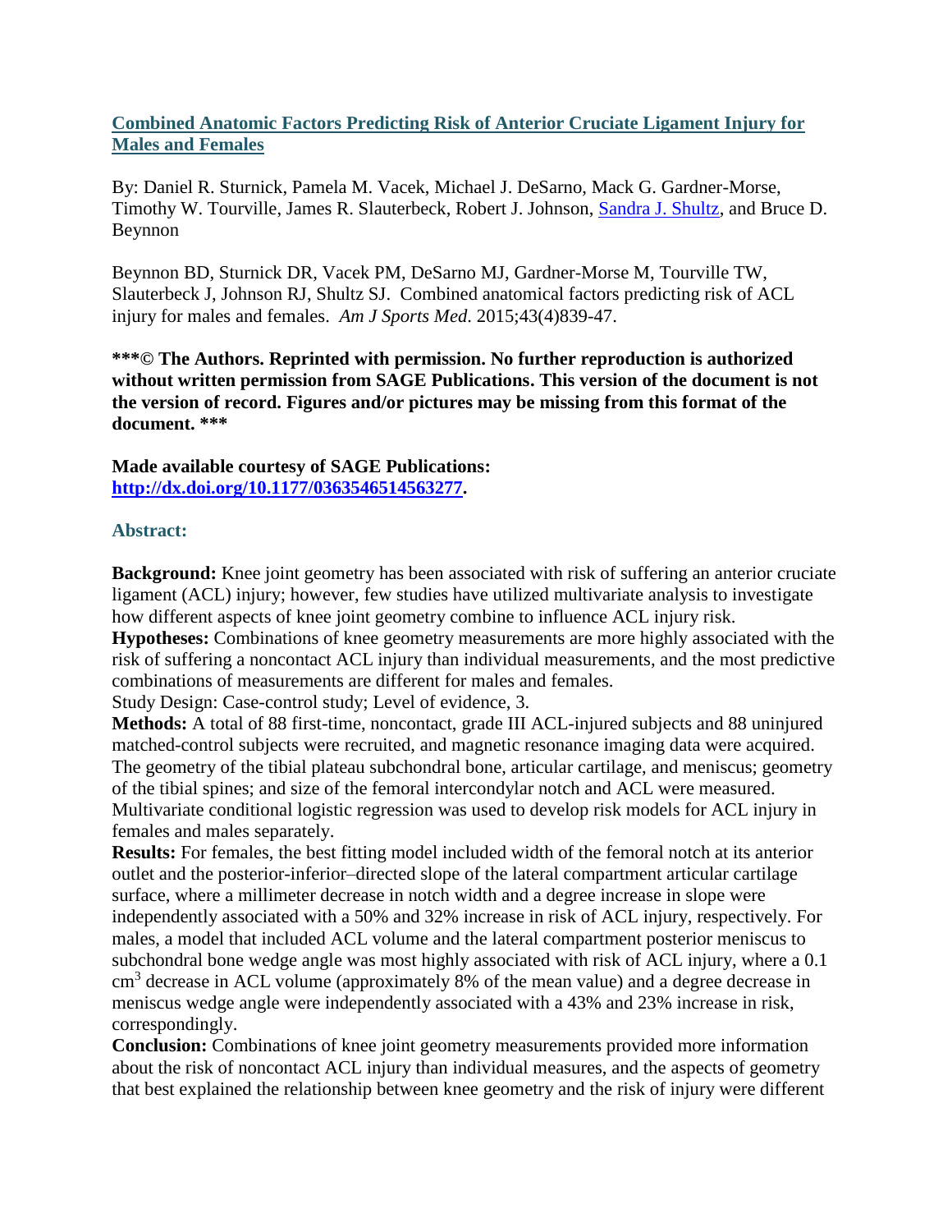## [Combined Anatomic Factors Predicting Risk of Anterior Cruciate Ligament Injury for Males and Females](#)

By: Daniel R. Sturnick, Pamela M. Vacek, Michael J. DeSarno, Mack G. Gardner-Morse, Timothy W. Tourville, James R. Slauterbeck, Robert J. Johnson, [Sandra J. Shultz](#), and Bruce D. Beynnon

Beynnon BD, Sturnick DR, Vacek PM, DeSarno MJ, Gardner-Morse M, Tourville TW, Slauterbeck J, Johnson RJ, Shultz SJ. Combined anatomical factors predicting risk of ACL injury for males and females. *Am J Sports Med*. 2015;43(4)839-47.

**\*\*\*© The Authors. Reprinted with permission. No further reproduction is authorized without written permission from SAGE Publications. This version of the document is not the version of record. Figures and/or pictures may be missing from this format of the document. \*\*\***

**Made available courtesy of SAGE Publications: [http://dx.doi.org/10.1177/0363546514563277](http://dx.doi.org/10.1177/0363546514563277).**

### Abstract:

**Background:** Knee joint geometry has been associated with risk of suffering an anterior cruciate ligament (ACL) injury; however, few studies have utilized multivariate analysis to investigate how different aspects of knee joint geometry combine to influence ACL injury risk.

**Hypotheses:** Combinations of knee geometry measurements are more highly associated with the risk of suffering a noncontact ACL injury than individual measurements, and the most predictive combinations of measurements are different for males and females.

Study Design: Case-control study; Level of evidence, 3.

**Methods:** A total of 88 first-time, noncontact, grade III ACL-injured subjects and 88 uninjured matched-control subjects were recruited, and magnetic resonance imaging data were acquired. The geometry of the tibial plateau subchondral bone, articular cartilage, and meniscus; geometry of the tibial spines; and size of the femoral intercondylar notch and ACL were measured. Multivariate conditional logistic regression was used to develop risk models for ACL injury in females and males separately.

**Results:** For females, the best fitting model included width of the femoral notch at its anterior outlet and the posterior-inferior–directed slope of the lateral compartment articular cartilage surface, where a millimeter decrease in notch width and a degree increase in slope were independently associated with a 50% and 32% increase in risk of ACL injury, respectively. For males, a model that included ACL volume and the lateral compartment posterior meniscus to subchondral bone wedge angle was most highly associated with risk of ACL injury, where a 0.1 $cm^3$ decrease in ACL volume (approximately 8% of the mean value) and a degree decrease in meniscus wedge angle were independently associated with a 43% and 23% increase in risk, correspondingly.

**Conclusion:** Combinations of knee joint geometry measurements provided more information about the risk of noncontact ACL injury than individual measures, and the aspects of geometry that best explained the relationship between knee geometry and the risk of injury were different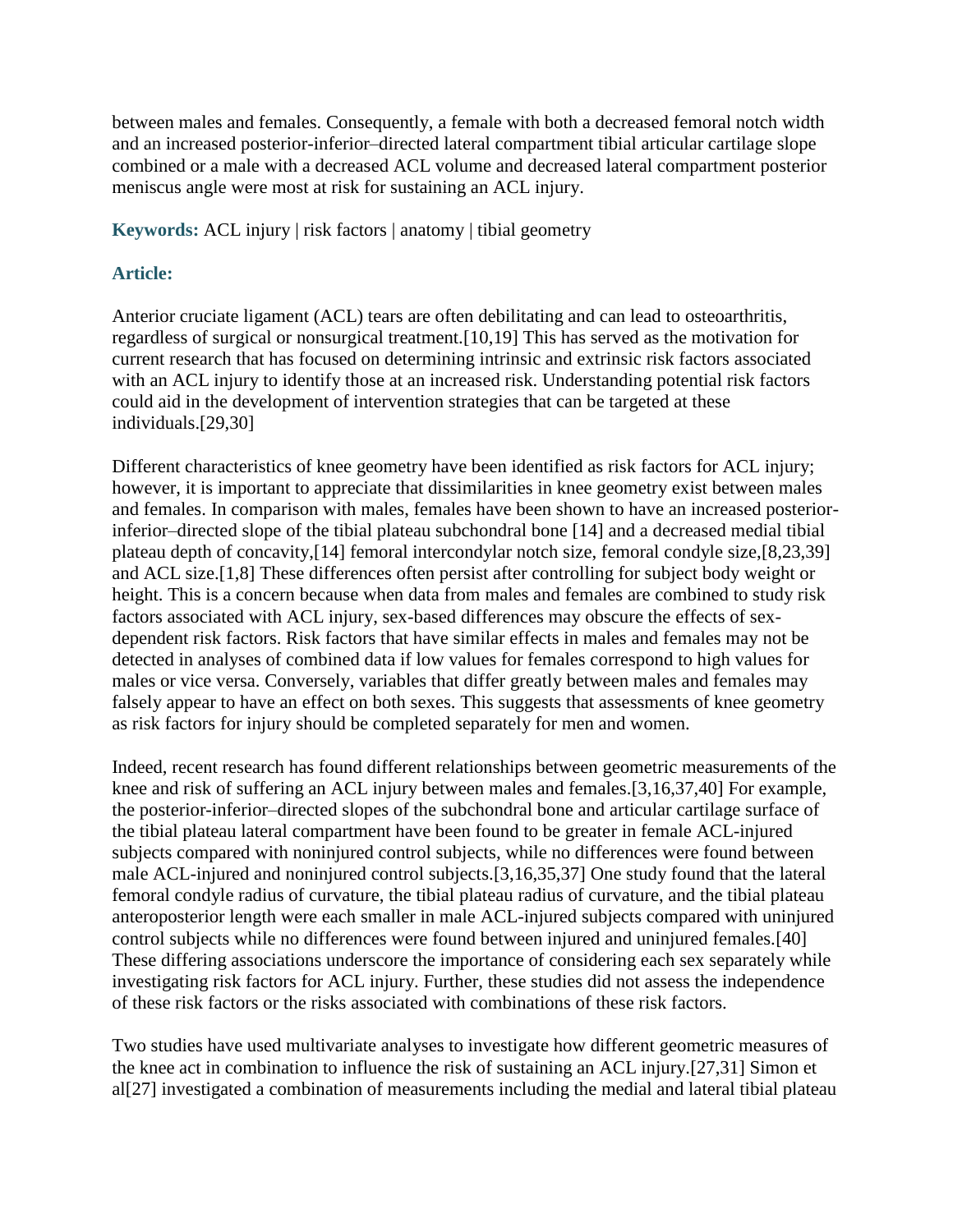between males and females. Consequently, a female with both a decreased femoral notch width and an increased posterior-inferior–directed lateral compartment tibial articular cartilage slope combined or a male with a decreased ACL volume and decreased lateral compartment posterior meniscus angle were most at risk for sustaining an ACL injury.

**Keywords:** ACL injury | risk factors | anatomy | tibial geometry

## Article:

Anterior cruciate ligament (ACL) tears are often debilitating and can lead to osteoarthritis, regardless of surgical or nonsurgical treatment.[10,19] This has served as the motivation for current research that has focused on determining intrinsic and extrinsic risk factors associated with an ACL injury to identify those at an increased risk. Understanding potential risk factors could aid in the development of intervention strategies that can be targeted at these individuals.[29,30]

Different characteristics of knee geometry have been identified as risk factors for ACL injury; however, it is important to appreciate that dissimilarities in knee geometry exist between males and females. In comparison with males, females have been shown to have an increased posterior-inferior–directed slope of the tibial plateau subchondral bone [14] and a decreased medial tibial plateau depth of concavity,[14] femoral intercondylar notch size, femoral condyle size,[8,23,39] and ACL size.[1,8] These differences often persist after controlling for subject body weight or height. This is a concern because when data from males and females are combined to study risk factors associated with ACL injury, sex-based differences may obscure the effects of sex-dependent risk factors. Risk factors that have similar effects in males and females may not be detected in analyses of combined data if low values for females correspond to high values for males or vice versa. Conversely, variables that differ greatly between males and females may falsely appear to have an effect on both sexes. This suggests that assessments of knee geometry as risk factors for injury should be completed separately for men and women.

Indeed, recent research has found different relationships between geometric measurements of the knee and risk of suffering an ACL injury between males and females.[3,16,37,40] For example, the posterior-inferior–directed slopes of the subchondral bone and articular cartilage surface of the tibial plateau lateral compartment have been found to be greater in female ACL-injured subjects compared with noninjured control subjects, while no differences were found between male ACL-injured and noninjured control subjects.[3,16,35,37] One study found that the lateral femoral condyle radius of curvature, the tibial plateau radius of curvature, and the tibial plateau anteroposterior length were each smaller in male ACL-injured subjects compared with uninjured control subjects while no differences were found between injured and uninjured females.[40] These differing associations underscore the importance of considering each sex separately while investigating risk factors for ACL injury. Further, these studies did not assess the independence of these risk factors or the risks associated with combinations of these risk factors.

Two studies have used multivariate analyses to investigate how different geometric measures of the knee act in combination to influence the risk of sustaining an ACL injury.[27,31] Simon et al[27] investigated a combination of measurements including the medial and lateral tibial plateau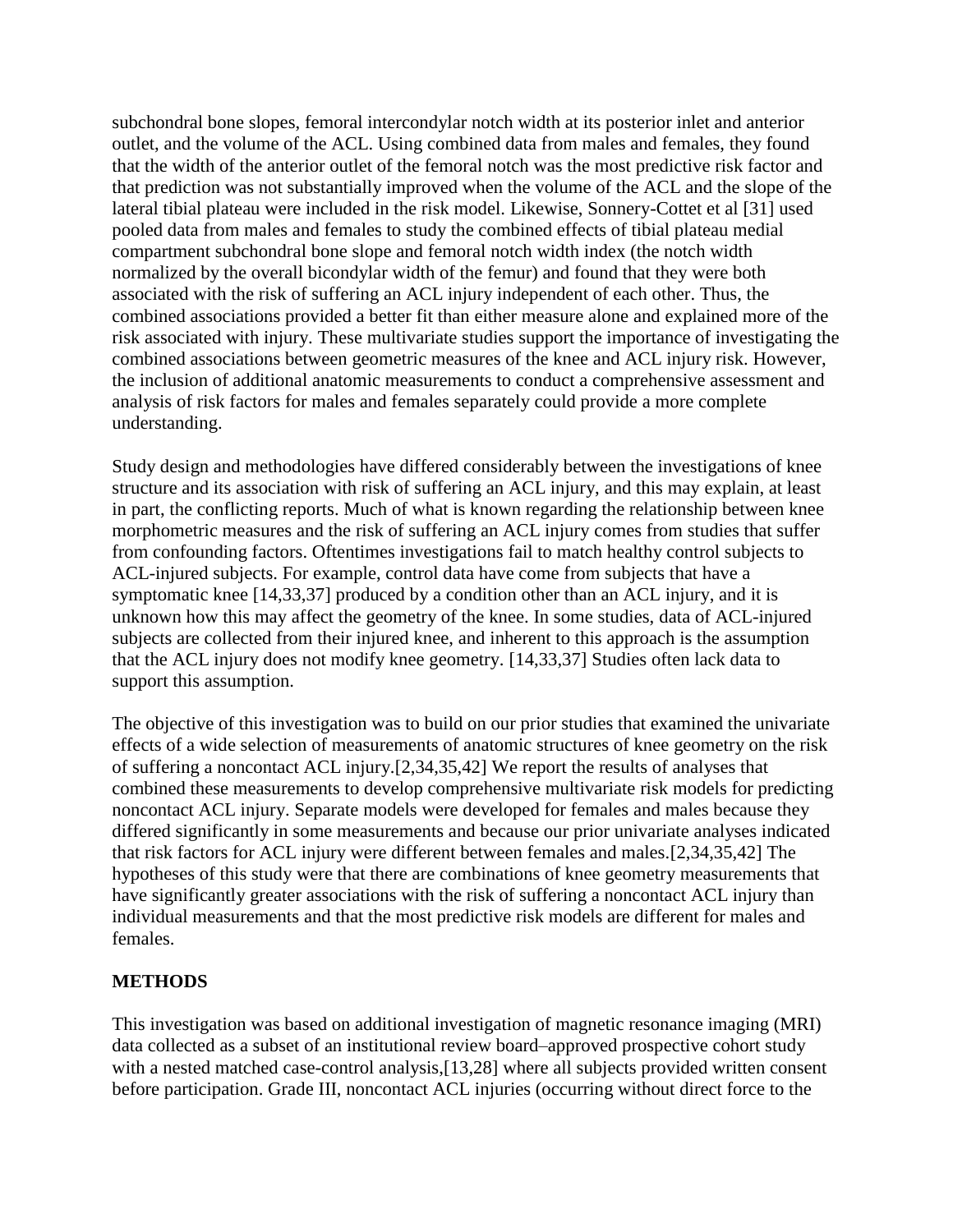subchondral bone slopes, femoral intercondylar notch width at its posterior inlet and anterior outlet, and the volume of the ACL. Using combined data from males and females, they found that the width of the anterior outlet of the femoral notch was the most predictive risk factor and that prediction was not substantially improved when the volume of the ACL and the slope of the lateral tibial plateau were included in the risk model. Likewise, Sonnery-Cottet et al [31] used pooled data from males and females to study the combined effects of tibial plateau medial compartment subchondral bone slope and femoral notch width index (the notch width normalized by the overall bicondylar width of the femur) and found that they were both associated with the risk of suffering an ACL injury independent of each other. Thus, the combined associations provided a better fit than either measure alone and explained more of the risk associated with injury. These multivariate studies support the importance of investigating the combined associations between geometric measures of the knee and ACL injury risk. However, the inclusion of additional anatomic measurements to conduct a comprehensive assessment and analysis of risk factors for males and females separately could provide a more complete understanding.

Study design and methodologies have differed considerably between the investigations of knee structure and its association with risk of suffering an ACL injury, and this may explain, at least in part, the conflicting reports. Much of what is known regarding the relationship between knee morphometric measures and the risk of suffering an ACL injury comes from studies that suffer from confounding factors. Oftentimes investigations fail to match healthy control subjects to ACL-injured subjects. For example, control data have come from subjects that have a symptomatic knee [14,33,37] produced by a condition other than an ACL injury, and it is unknown how this may affect the geometry of the knee. In some studies, data of ACL-injured subjects are collected from their injured knee, and inherent to this approach is the assumption that the ACL injury does not modify knee geometry. [14,33,37] Studies often lack data to support this assumption.

The objective of this investigation was to build on our prior studies that examined the univariate effects of a wide selection of measurements of anatomic structures of knee geometry on the risk of suffering a noncontact ACL injury.[2,34,35,42] We report the results of analyses that combined these measurements to develop comprehensive multivariate risk models for predicting noncontact ACL injury. Separate models were developed for females and males because they differed significantly in some measurements and because our prior univariate analyses indicated that risk factors for ACL injury were different between females and males.[2,34,35,42] The hypotheses of this study were that there are combinations of knee geometry measurements that have significantly greater associations with the risk of suffering a noncontact ACL injury than individual measurements and that the most predictive risk models are different for males and females.

## METHODS

This investigation was based on additional investigation of magnetic resonance imaging (MRI) data collected as a subset of an institutional review board–approved prospective cohort study with a nested matched case-control analysis,[13,28] where all subjects provided written consent before participation. Grade III, noncontact ACL injuries (occurring without direct force to the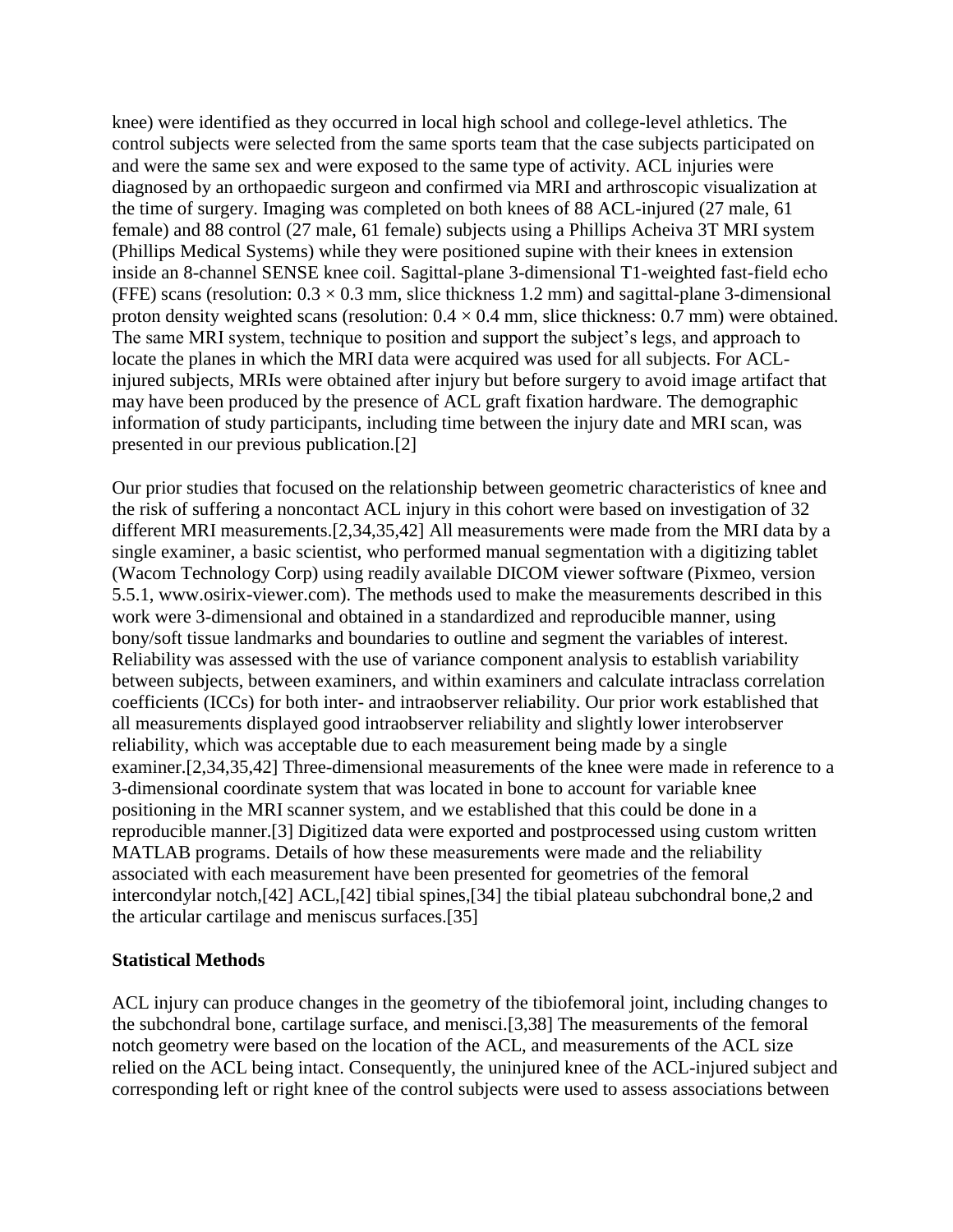knee) were identified as they occurred in local high school and college-level athletics. The control subjects were selected from the same sports team that the case subjects participated on and were the same sex and were exposed to the same type of activity. ACL injuries were diagnosed by an orthopaedic surgeon and confirmed via MRI and arthroscopic visualization at the time of surgery. Imaging was completed on both knees of 88 ACL-injured (27 male, 61 female) and 88 control (27 male, 61 female) subjects using a Phillips Acheiva 3T MRI system (Phillips Medical Systems) while they were positioned supine with their knees in extension inside an 8-channel SENSE knee coil. Sagittal-plane 3-dimensional T1-weighted fast-field echo (FFE) scans (resolution: $0.3 \times 0.3$ mm, slice thickness 1.2 mm) and sagittal-plane 3-dimensional proton density weighted scans (resolution: $0.4 \times 0.4$ mm, slice thickness: 0.7 mm) were obtained. The same MRI system, technique to position and support the subject's legs, and approach to locate the planes in which the MRI data were acquired was used for all subjects. For ACL-injured subjects, MRIs were obtained after injury but before surgery to avoid image artifact that may have been produced by the presence of ACL graft fixation hardware. The demographic information of study participants, including time between the injury date and MRI scan, was presented in our previous publication.[2]

Our prior studies that focused on the relationship between geometric characteristics of knee and the risk of suffering a noncontact ACL injury in this cohort were based on investigation of 32 different MRI measurements.[2,34,35,42] All measurements were made from the MRI data by a single examiner, a basic scientist, who performed manual segmentation with a digitizing tablet (Wacom Technology Corp) using readily available DICOM viewer software (Pixmeo, version 5.5.1, www.osirix-viewer.com). The methods used to make the measurements described in this work were 3-dimensional and obtained in a standardized and reproducible manner, using bony/soft tissue landmarks and boundaries to outline and segment the variables of interest. Reliability was assessed with the use of variance component analysis to establish variability between subjects, between examiners, and within examiners and calculate intraclass correlation coefficients (ICCs) for both inter- and intraobserver reliability. Our prior work established that all measurements displayed good intraobserver reliability and slightly lower interobserver reliability, which was acceptable due to each measurement being made by a single examiner.[2,34,35,42] Three-dimensional measurements of the knee were made in reference to a 3-dimensional coordinate system that was located in bone to account for variable knee positioning in the MRI scanner system, and we established that this could be done in a reproducible manner.[3] Digitized data were exported and postprocessed using custom written MATLAB programs. Details of how these measurements were made and the reliability associated with each measurement have been presented for geometries of the femoral intercondylar notch,[42] ACL,[42] tibial spines,[34] the tibial plateau subchondral bone,2 and the articular cartilage and meniscus surfaces.[35]

### Statistical Methods

ACL injury can produce changes in the geometry of the tibiofemoral joint, including changes to the subchondral bone, cartilage surface, and menisci.[3,38] The measurements of the femoral notch geometry were based on the location of the ACL, and measurements of the ACL size relied on the ACL being intact. Consequently, the uninjured knee of the ACL-injured subject and corresponding left or right knee of the control subjects were used to assess associations between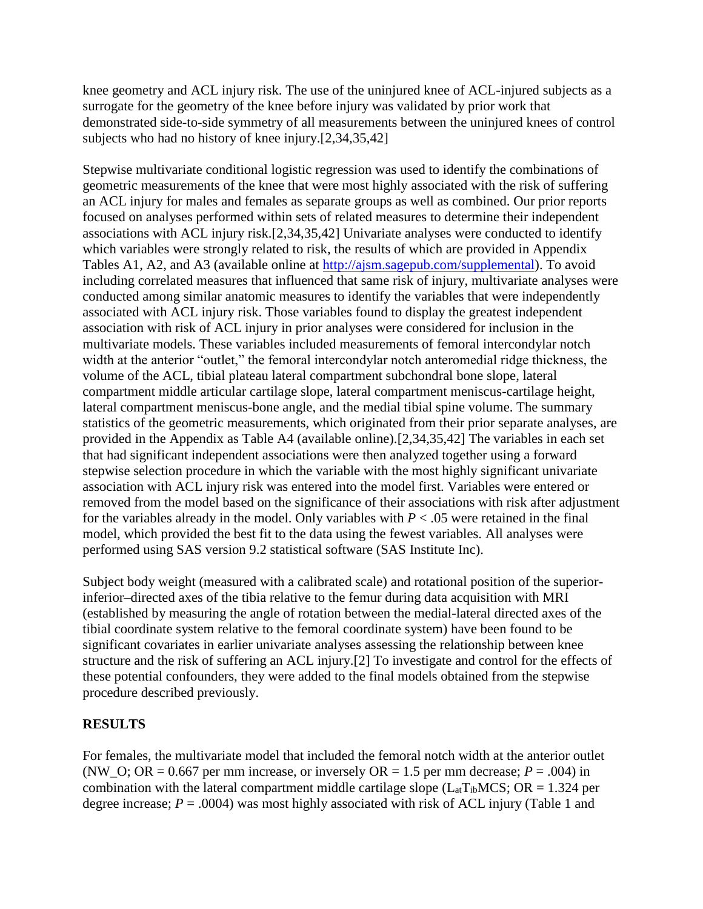knee geometry and ACL injury risk. The use of the uninjured knee of ACL-injured subjects as a surrogate for the geometry of the knee before injury was validated by prior work that demonstrated side-to-side symmetry of all measurements between the uninjured knees of control subjects who had no history of knee injury.[2,34,35,42]

Stepwise multivariate conditional logistic regression was used to identify the combinations of geometric measurements of the knee that were most highly associated with the risk of suffering an ACL injury for males and females as separate groups as well as combined. Our prior reports focused on analyses performed within sets of related measures to determine their independent associations with ACL injury risk.[2,34,35,42] Univariate analyses were conducted to identify which variables were strongly related to risk, the results of which are provided in Appendix Tables A1, A2, and A3 (available online at http://ajsm.sagepub.com/supplemental). To avoid including correlated measures that influenced that same risk of injury, multivariate analyses were conducted among similar anatomic measures to identify the variables that were independently associated with ACL injury risk. Those variables found to display the greatest independent association with risk of ACL injury in prior analyses were considered for inclusion in the multivariate models. These variables included measurements of femoral intercondylar notch width at the anterior "outlet," the femoral intercondylar notch anteromedial ridge thickness, the volume of the ACL, tibial plateau lateral compartment subchondral bone slope, lateral compartment middle articular cartilage slope, lateral compartment meniscus-cartilage height, lateral compartment meniscus-bone angle, and the medial tibial spine volume. The summary statistics of the geometric measurements, which originated from their prior separate analyses, are provided in the Appendix as Table A4 (available online).[2,34,35,42] The variables in each set that had significant independent associations were then analyzed together using a forward stepwise selection procedure in which the variable with the most highly significant univariate association with ACL injury risk was entered into the model first. Variables were entered or removed from the model based on the significance of their associations with risk after adjustment for the variables already in the model. Only variables with $P < .05$ were retained in the final model, which provided the best fit to the data using the fewest variables. All analyses were performed using SAS version 9.2 statistical software (SAS Institute Inc).

Subject body weight (measured with a calibrated scale) and rotational position of the superior-inferior–directed axes of the tibia relative to the femur during data acquisition with MRI (established by measuring the angle of rotation between the medial-lateral directed axes of the tibial coordinate system relative to the femoral coordinate system) have been found to be significant covariates in earlier univariate analyses assessing the relationship between knee structure and the risk of suffering an ACL injury.[2] To investigate and control for the effects of these potential confounders, they were added to the final models obtained from the stepwise procedure described previously.

## RESULTS

For females, the multivariate model that included the femoral notch width at the anterior outlet (NW_O; OR = 0.667 per mm increase, or inversely OR = 1.5 per mm decrease; $P = .004$) in combination with the lateral compartment middle cartilage slope ($L_{at}T_{ib}MCS$; OR = 1.324 per degree increase; $P = .0004$) was most highly associated with risk of ACL injury (Table 1 and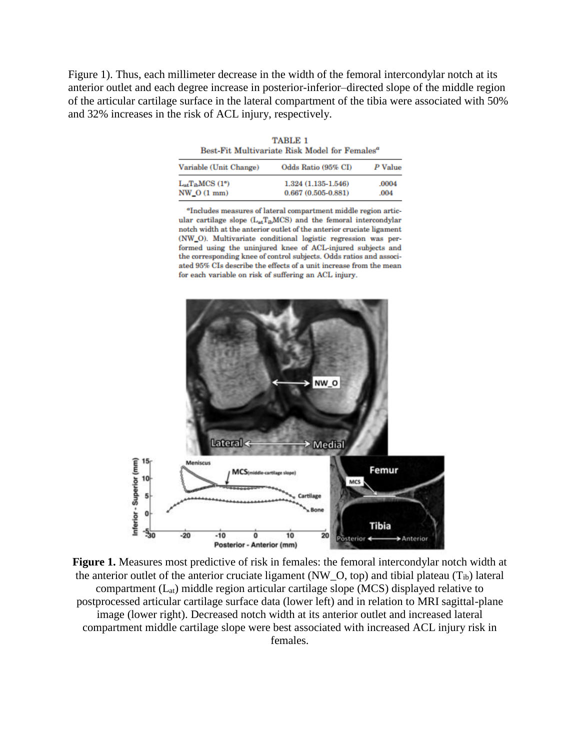Figure 1). Thus, each millimeter decrease in the width of the femoral intercondylar notch at its anterior outlet and each degree increase in posterior-inferior–directed slope of the middle region of the articular cartilage surface in the lateral compartment of the tibia were associated with 50% and 32% increases in the risk of ACL injury, respectively.

TABLE 1
Best-Fit Multivariate Risk Model for Females[a]

| Variable (Unit Change) | Odds Ratio (95% CI) | *P* Value |
|---|---|---|
| $L_{at}T_{ib}MCS$ (1°) | 1.324 (1.135-1.546) | .0004 |
| NW_O (1 mm) | 0.667 (0.505-0.881) | .004 |

[a]Includes measures of lateral compartment middle region articular cartilage slope ($L_{at}T_{ib}MCS$) and the femoral intercondylar notch width at the anterior outlet of the anterior cruciate ligament (NW_O). Multivariate conditional logistic regression was performed using the uninjured knee of ACL-injured subjects and the corresponding knee of control subjects. Odds ratios and associated 95% CIs describe the effects of a unit increase from the mean for each variable on risk of suffering an ACL injury.

**Figure 1.** Measures most predictive of risk in females: the femoral intercondylar notch width at the anterior outlet of the anterior cruciate ligament (NW_O, top) and tibial plateau ($T_{ib}$) lateral compartment ($L_{at}$) middle region articular cartilage slope (MCS) displayed relative to postprocessed articular cartilage surface data (lower left) and in relation to MRI sagittal-plane image (lower right). Decreased notch width at its anterior outlet and increased lateral compartment middle cartilage slope were best associated with increased ACL injury risk in females.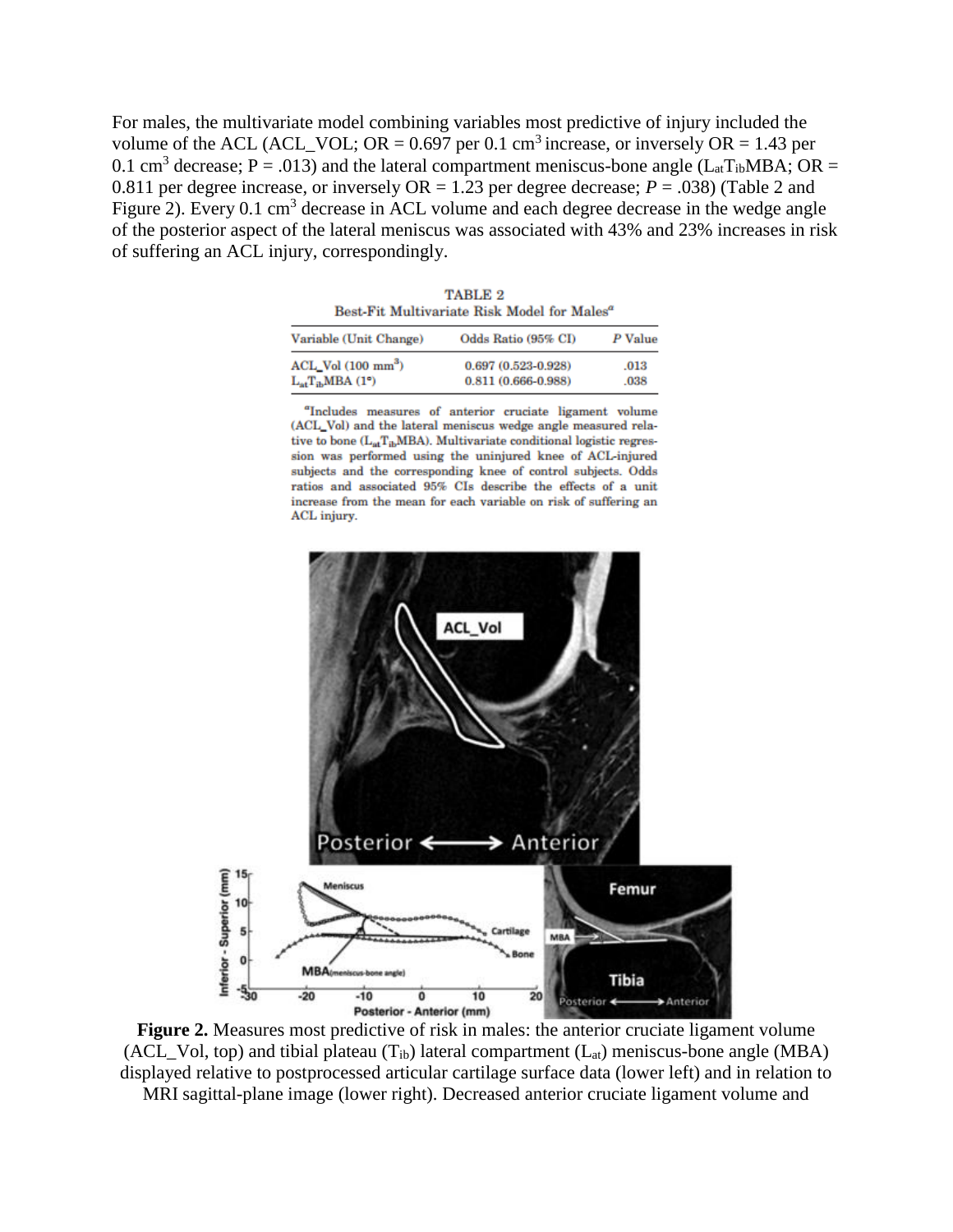For males, the multivariate model combining variables most predictive of injury included the volume of the ACL (ACL_VOL; OR = 0.697 per 0.1 $cm^3$ increase, or inversely OR = 1.43 per 0.1 $cm^3$ decrease; P = .013) and the lateral compartment meniscus-bone angle ($L_{at}T_{ib}MBA$; OR = 0.811 per degree increase, or inversely OR = 1.23 per degree decrease; *P* = .038) (Table 2 and Figure 2). Every 0.1 $cm^3$ decrease in ACL volume and each degree decrease in the wedge angle of the posterior aspect of the lateral meniscus was associated with 43% and 23% increases in risk of suffering an ACL injury, correspondingly.

TABLE 2
Best-Fit Multivariate Risk Model for Males[a]

| Variable (Unit Change) | Odds Ratio (95% CI) | *P* Value |
| --- | --- | --- |
| ACL_Vol (100 $mm^3$) | 0.697 (0.523-0.928) | .013 |
| $L_{at}T_{ib}MBA$ (1°) | 0.811 (0.666-0.988) | .038 |

[a]Includes measures of anterior cruciate ligament volume (ACL_Vol) and the lateral meniscus wedge angle measured relative to bone ($L_{at}T_{ib}MBA$). Multivariate conditional logistic regression was performed using the uninjured knee of ACL-injured subjects and the corresponding knee of control subjects. Odds ratios and associated 95% CIs describe the effects of a unit increase from the mean for each variable on risk of suffering an ACL injury.

**Figure 2.** Measures most predictive of risk in males: the anterior cruciate ligament volume (ACL_Vol, top) and tibial plateau ($T_{ib}$) lateral compartment ($L_{at}$) meniscus-bone angle (MBA) displayed relative to postprocessed articular cartilage surface data (lower left) and in relation to MRI sagittal-plane image (lower right). Decreased anterior cruciate ligament volume and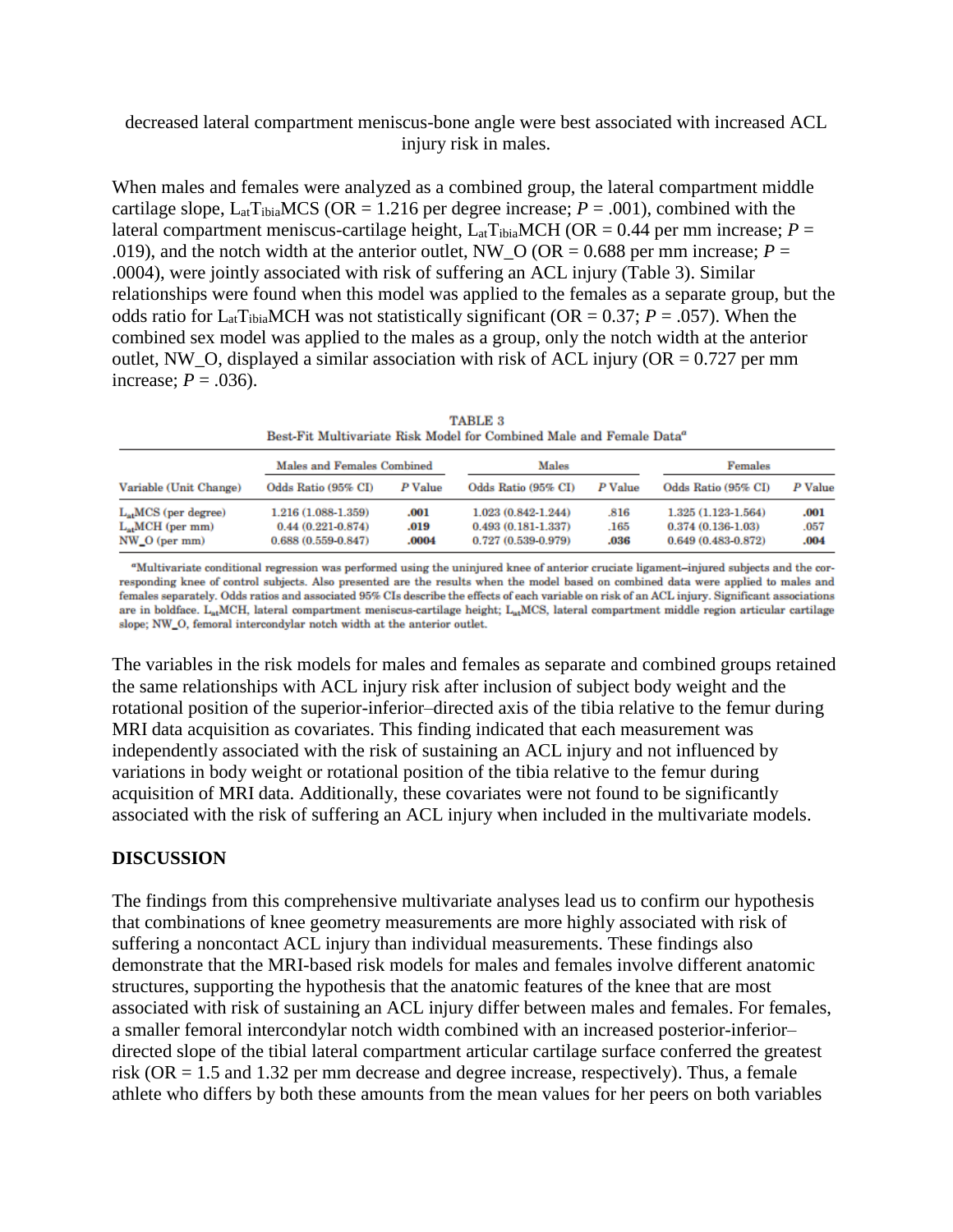decreased lateral compartment meniscus-bone angle were best associated with increased ACL injury risk in males.

When males and females were analyzed as a combined group, the lateral compartment middle cartilage slope, $L_{at}T_{ibia}MCS$ (OR = 1.216 per degree increase; *P* = .001), combined with the lateral compartment meniscus-cartilage height, $L_{at}T_{ibia}MCH$ (OR = 0.44 per mm increase; *P* = .019), and the notch width at the anterior outlet, NW_O (OR = 0.688 per mm increase; *P* = .0004), were jointly associated with risk of suffering an ACL injury (Table 3). Similar relationships were found when this model was applied to the females as a separate group, but the odds ratio for $L_{at}T_{ibia}MCH$ was not statistically significant (OR = 0.37; *P* = .057). When the combined sex model was applied to the males as a group, only the notch width at the anterior outlet, NW_O, displayed a similar association with risk of ACL injury (OR = 0.727 per mm increase; *P* = .036).

TABLE 3
Best-Fit Multivariate Risk Model for Combined Male and Female Data[a]

| | Males and Females Combined | | Males | | Females | |
|---|---|---|---|---|---|---|
| Variable (Unit Change) | Odds Ratio (95% CI) | *P* Value | Odds Ratio (95% CI) | *P* Value | Odds Ratio (95% CI) | *P* Value |
| $L_{at}MCS$ (per degree) | 1.216 (1.088-1.359) | **.001** | 1.023 (0.842-1.244) | .816 | 1.325 (1.123-1.564) | **.001** |
| $L_{at}MCH$ (per mm) | 0.44 (0.221-0.874) | **.019** | 0.493 (0.181-1.337) | .165 | 0.374 (0.136-1.03) | .057 |
| NW_O (per mm) | 0.688 (0.559-0.847) | **.0004** | 0.727 (0.539-0.979) | **.036** | 0.649 (0.483-0.872) | **.004** |

[a]Multivariate conditional regression was performed using the uninjured knee of anterior cruciate ligament–injured subjects and the corresponding knee of control subjects. Also presented are the results when the model based on combined data were applied to males and females separately. Odds ratios and associated 95% CIs describe the effects of each variable on risk of an ACL injury. Significant associations are in boldface. $L_{at}MCH$, lateral compartment meniscus-cartilage height; $L_{at}MCS$, lateral compartment middle region articular cartilage slope; NW_O, femoral intercondylar notch width at the anterior outlet.

The variables in the risk models for males and females as separate and combined groups retained the same relationships with ACL injury risk after inclusion of subject body weight and the rotational position of the superior-inferior–directed axis of the tibia relative to the femur during MRI data acquisition as covariates. This finding indicated that each measurement was independently associated with the risk of sustaining an ACL injury and not influenced by variations in body weight or rotational position of the tibia relative to the femur during acquisition of MRI data. Additionally, these covariates were not found to be significantly associated with the risk of suffering an ACL injury when included in the multivariate models.

## DISCUSSION

The findings from this comprehensive multivariate analyses lead us to confirm our hypothesis that combinations of knee geometry measurements are more highly associated with risk of suffering a noncontact ACL injury than individual measurements. These findings also demonstrate that the MRI-based risk models for males and females involve different anatomic structures, supporting the hypothesis that the anatomic features of the knee that are most associated with risk of sustaining an ACL injury differ between males and females. For females, a smaller femoral intercondylar notch width combined with an increased posterior-inferior–directed slope of the tibial lateral compartment articular cartilage surface conferred the greatest risk (OR = 1.5 and 1.32 per mm decrease and degree increase, respectively). Thus, a female athlete who differs by both these amounts from the mean values for her peers on both variables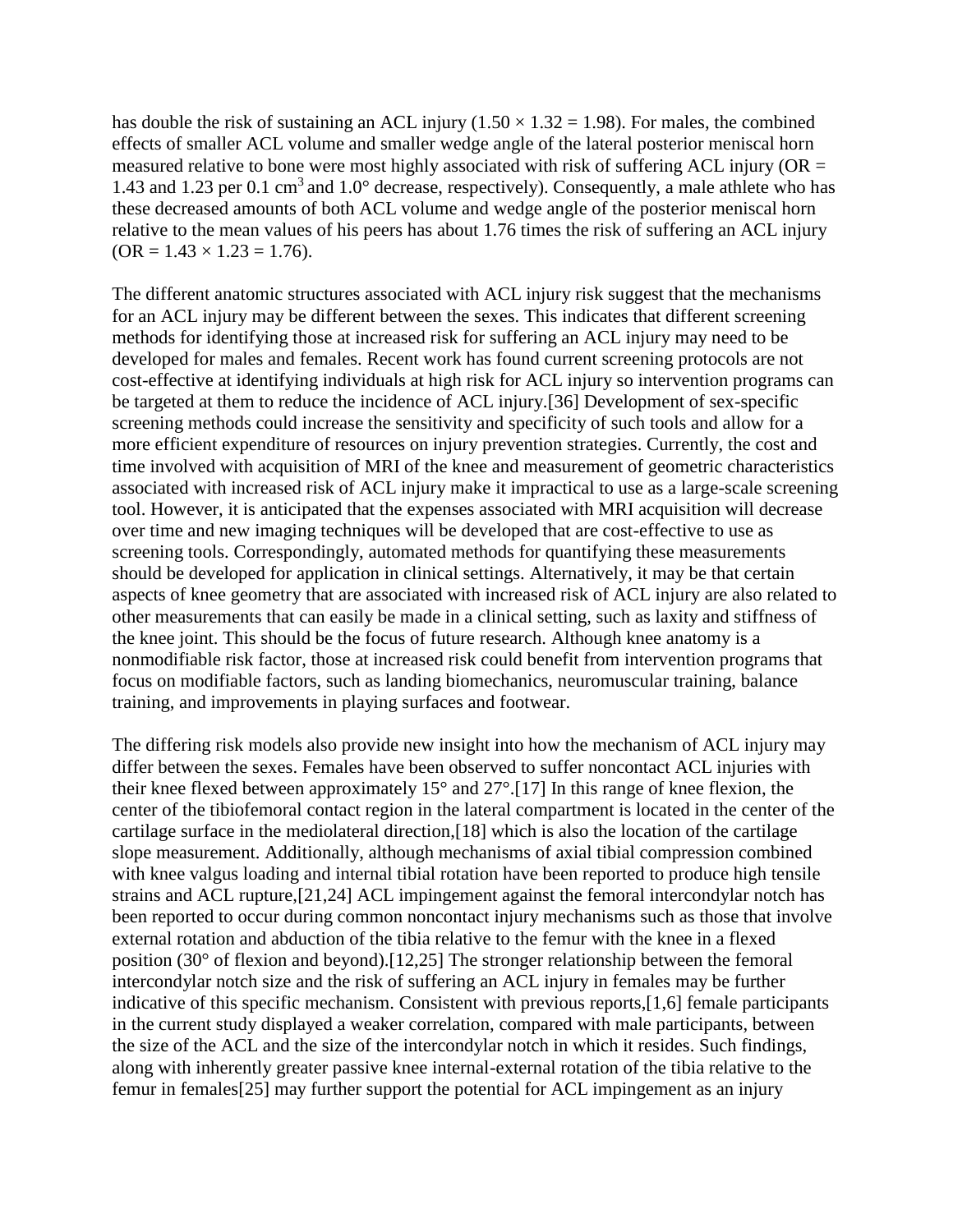has double the risk of sustaining an ACL injury ($1.50 \times 1.32 = 1.98$). For males, the combined effects of smaller ACL volume and smaller wedge angle of the lateral posterior meniscal horn measured relative to bone were most highly associated with risk of suffering ACL injury (OR = 1.43 and 1.23 per 0.1 $cm^3$ and 1.0° decrease, respectively). Consequently, a male athlete who has these decreased amounts of both ACL volume and wedge angle of the posterior meniscal horn relative to the mean values of his peers has about 1.76 times the risk of suffering an ACL injury (OR = $1.43 \times 1.23 = 1.76$).

The different anatomic structures associated with ACL injury risk suggest that the mechanisms for an ACL injury may be different between the sexes. This indicates that different screening methods for identifying those at increased risk for suffering an ACL injury may need to be developed for males and females. Recent work has found current screening protocols are not cost-effective at identifying individuals at high risk for ACL injury so intervention programs can be targeted at them to reduce the incidence of ACL injury.[36] Development of sex-specific screening methods could increase the sensitivity and specificity of such tools and allow for a more efficient expenditure of resources on injury prevention strategies. Currently, the cost and time involved with acquisition of MRI of the knee and measurement of geometric characteristics associated with increased risk of ACL injury make it impractical to use as a large-scale screening tool. However, it is anticipated that the expenses associated with MRI acquisition will decrease over time and new imaging techniques will be developed that are cost-effective to use as screening tools. Correspondingly, automated methods for quantifying these measurements should be developed for application in clinical settings. Alternatively, it may be that certain aspects of knee geometry that are associated with increased risk of ACL injury are also related to other measurements that can easily be made in a clinical setting, such as laxity and stiffness of the knee joint. This should be the focus of future research. Although knee anatomy is a nonmodifiable risk factor, those at increased risk could benefit from intervention programs that focus on modifiable factors, such as landing biomechanics, neuromuscular training, balance training, and improvements in playing surfaces and footwear.

The differing risk models also provide new insight into how the mechanism of ACL injury may differ between the sexes. Females have been observed to suffer noncontact ACL injuries with their knee flexed between approximately 15° and 27°.[17] In this range of knee flexion, the center of the tibiofemoral contact region in the lateral compartment is located in the center of the cartilage surface in the mediolateral direction,[18] which is also the location of the cartilage slope measurement. Additionally, although mechanisms of axial tibial compression combined with knee valgus loading and internal tibial rotation have been reported to produce high tensile strains and ACL rupture,[21,24] ACL impingement against the femoral intercondylar notch has been reported to occur during common noncontact injury mechanisms such as those that involve external rotation and abduction of the tibia relative to the femur with the knee in a flexed position (30° of flexion and beyond).[12,25] The stronger relationship between the femoral intercondylar notch size and the risk of suffering an ACL injury in females may be further indicative of this specific mechanism. Consistent with previous reports,[1,6] female participants in the current study displayed a weaker correlation, compared with male participants, between the size of the ACL and the size of the intercondylar notch in which it resides. Such findings, along with inherently greater passive knee internal-external rotation of the tibia relative to the femur in females[25] may further support the potential for ACL impingement as an injury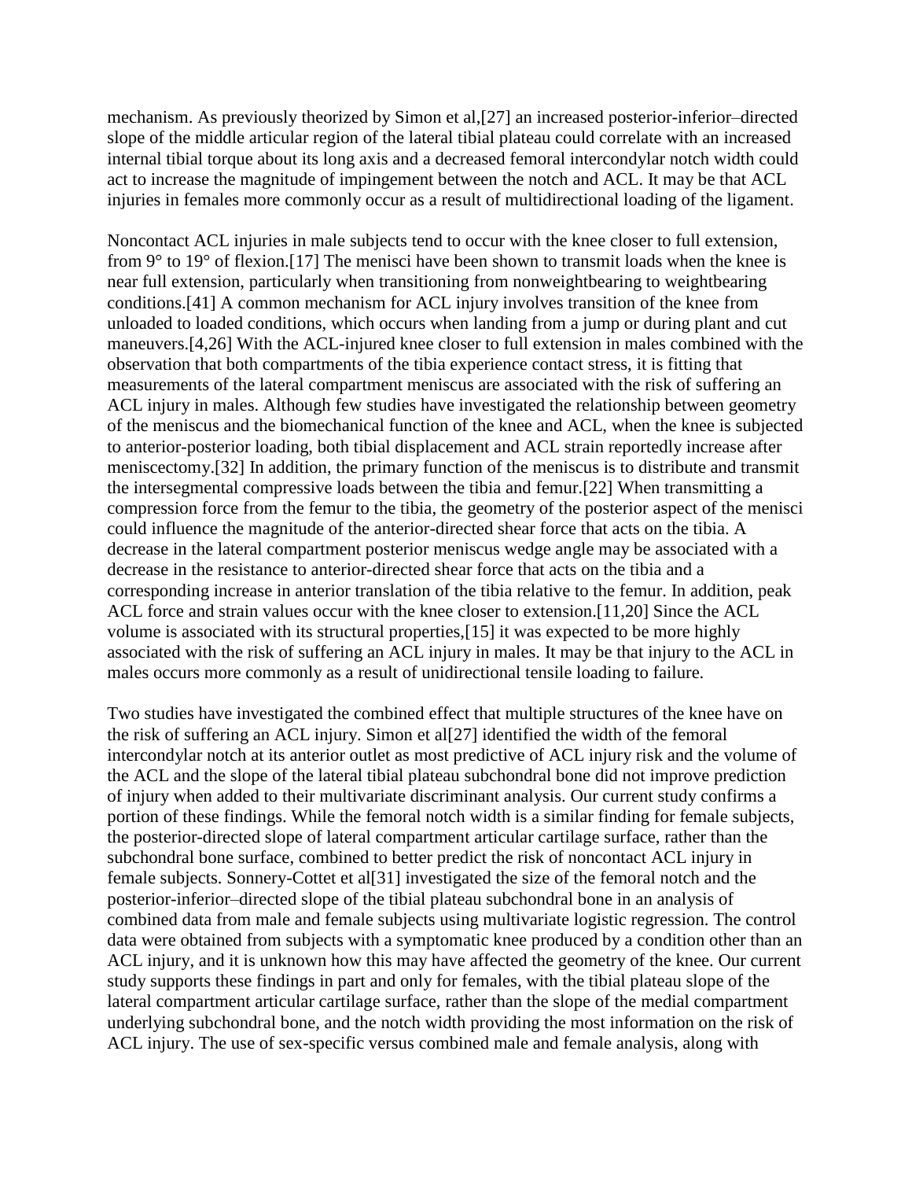mechanism. As previously theorized by Simon et al,[27] an increased posterior-inferior–directed slope of the middle articular region of the lateral tibial plateau could correlate with an increased internal tibial torque about its long axis and a decreased femoral intercondylar notch width could act to increase the magnitude of impingement between the notch and ACL. It may be that ACL injuries in females more commonly occur as a result of multidirectional loading of the ligament.

Noncontact ACL injuries in male subjects tend to occur with the knee closer to full extension, from 9° to 19° of flexion.[17] The menisci have been shown to transmit loads when the knee is near full extension, particularly when transitioning from nonweightbearing to weightbearing conditions.[41] A common mechanism for ACL injury involves transition of the knee from unloaded to loaded conditions, which occurs when landing from a jump or during plant and cut maneuvers.[4,26] With the ACL-injured knee closer to full extension in males combined with the observation that both compartments of the tibia experience contact stress, it is fitting that measurements of the lateral compartment meniscus are associated with the risk of suffering an ACL injury in males. Although few studies have investigated the relationship between geometry of the meniscus and the biomechanical function of the knee and ACL, when the knee is subjected to anterior-posterior loading, both tibial displacement and ACL strain reportedly increase after meniscectomy.[32] In addition, the primary function of the meniscus is to distribute and transmit the intersegmental compressive loads between the tibia and femur.[22] When transmitting a compression force from the femur to the tibia, the geometry of the posterior aspect of the menisci could influence the magnitude of the anterior-directed shear force that acts on the tibia. A decrease in the lateral compartment posterior meniscus wedge angle may be associated with a decrease in the resistance to anterior-directed shear force that acts on the tibia and a corresponding increase in anterior translation of the tibia relative to the femur. In addition, peak ACL force and strain values occur with the knee closer to extension.[11,20] Since the ACL volume is associated with its structural properties,[15] it was expected to be more highly associated with the risk of suffering an ACL injury in males. It may be that injury to the ACL in males occurs more commonly as a result of unidirectional tensile loading to failure.

Two studies have investigated the combined effect that multiple structures of the knee have on the risk of suffering an ACL injury. Simon et al[27] identified the width of the femoral intercondylar notch at its anterior outlet as most predictive of ACL injury risk and the volume of the ACL and the slope of the lateral tibial plateau subchondral bone did not improve prediction of injury when added to their multivariate discriminant analysis. Our current study confirms a portion of these findings. While the femoral notch width is a similar finding for female subjects, the posterior-directed slope of lateral compartment articular cartilage surface, rather than the subchondral bone surface, combined to better predict the risk of noncontact ACL injury in female subjects. Sonnery-Cottet et al[31] investigated the size of the femoral notch and the posterior-inferior–directed slope of the tibial plateau subchondral bone in an analysis of combined data from male and female subjects using multivariate logistic regression. The control data were obtained from subjects with a symptomatic knee produced by a condition other than an ACL injury, and it is unknown how this may have affected the geometry of the knee. Our current study supports these findings in part and only for females, with the tibial plateau slope of the lateral compartment articular cartilage surface, rather than the slope of the medial compartment underlying subchondral bone, and the notch width providing the most information on the risk of ACL injury. The use of sex-specific versus combined male and female analysis, along with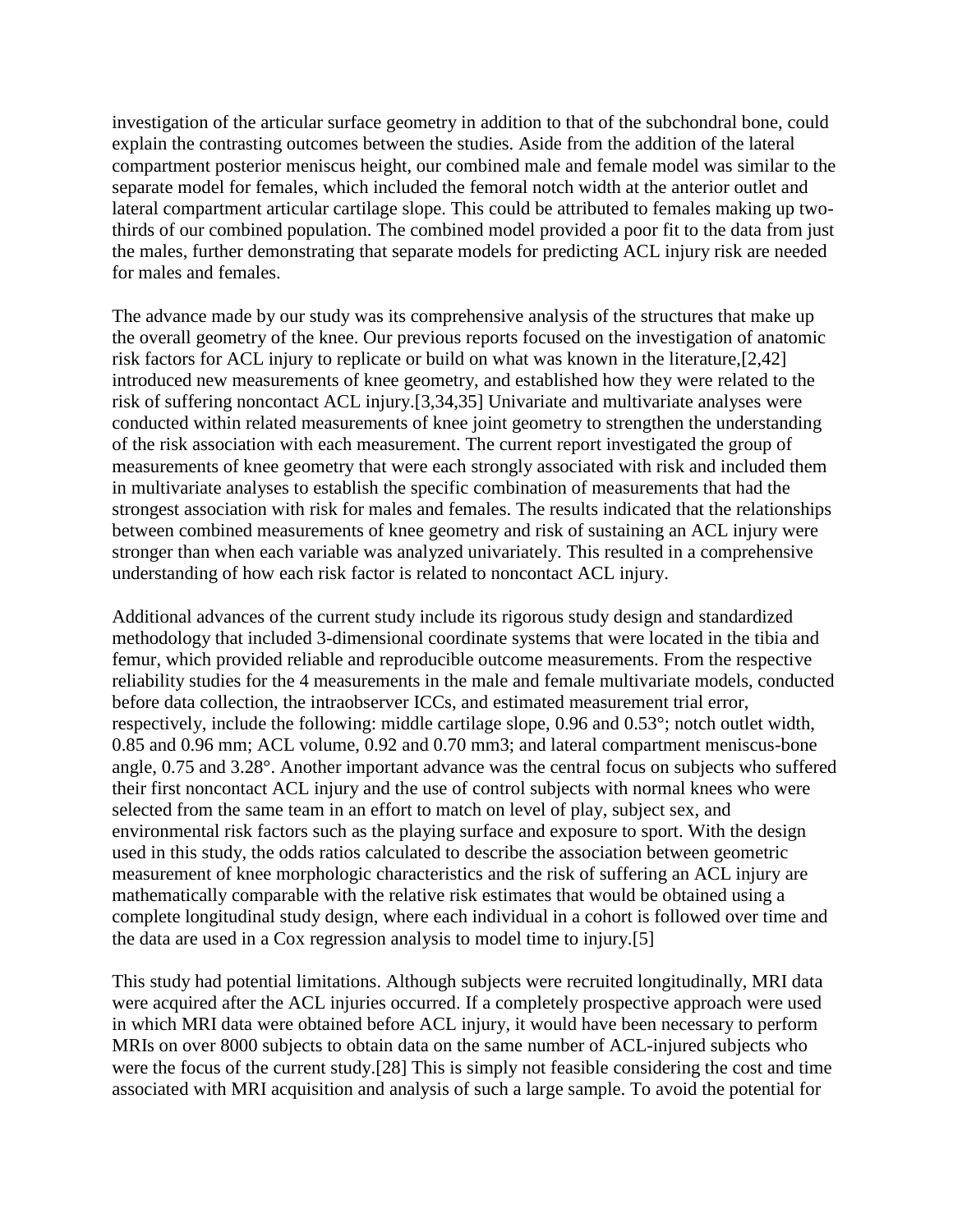investigation of the articular surface geometry in addition to that of the subchondral bone, could explain the contrasting outcomes between the studies. Aside from the addition of the lateral compartment posterior meniscus height, our combined male and female model was similar to the separate model for females, which included the femoral notch width at the anterior outlet and lateral compartment articular cartilage slope. This could be attributed to females making up two-thirds of our combined population. The combined model provided a poor fit to the data from just the males, further demonstrating that separate models for predicting ACL injury risk are needed for males and females.

The advance made by our study was its comprehensive analysis of the structures that make up the overall geometry of the knee. Our previous reports focused on the investigation of anatomic risk factors for ACL injury to replicate or build on what was known in the literature,[2,42] introduced new measurements of knee geometry, and established how they were related to the risk of suffering noncontact ACL injury.[3,34,35] Univariate and multivariate analyses were conducted within related measurements of knee joint geometry to strengthen the understanding of the risk association with each measurement. The current report investigated the group of measurements of knee geometry that were each strongly associated with risk and included them in multivariate analyses to establish the specific combination of measurements that had the strongest association with risk for males and females. The results indicated that the relationships between combined measurements of knee geometry and risk of sustaining an ACL injury were stronger than when each variable was analyzed univariately. This resulted in a comprehensive understanding of how each risk factor is related to noncontact ACL injury.

Additional advances of the current study include its rigorous study design and standardized methodology that included 3-dimensional coordinate systems that were located in the tibia and femur, which provided reliable and reproducible outcome measurements. From the respective reliability studies for the 4 measurements in the male and female multivariate models, conducted before data collection, the intraobserver ICCs, and estimated measurement trial error, respectively, include the following: middle cartilage slope, 0.96 and 0.53°; notch outlet width, 0.85 and 0.96 mm; ACL volume, 0.92 and 0.70 mm3; and lateral compartment meniscus-bone angle, 0.75 and 3.28°. Another important advance was the central focus on subjects who suffered their first noncontact ACL injury and the use of control subjects with normal knees who were selected from the same team in an effort to match on level of play, subject sex, and environmental risk factors such as the playing surface and exposure to sport. With the design used in this study, the odds ratios calculated to describe the association between geometric measurement of knee morphologic characteristics and the risk of suffering an ACL injury are mathematically comparable with the relative risk estimates that would be obtained using a complete longitudinal study design, where each individual in a cohort is followed over time and the data are used in a Cox regression analysis to model time to injury.[5]

This study had potential limitations. Although subjects were recruited longitudinally, MRI data were acquired after the ACL injuries occurred. If a completely prospective approach were used in which MRI data were obtained before ACL injury, it would have been necessary to perform MRIs on over 8000 subjects to obtain data on the same number of ACL-injured subjects who were the focus of the current study.[28] This is simply not feasible considering the cost and time associated with MRI acquisition and analysis of such a large sample. To avoid the potential for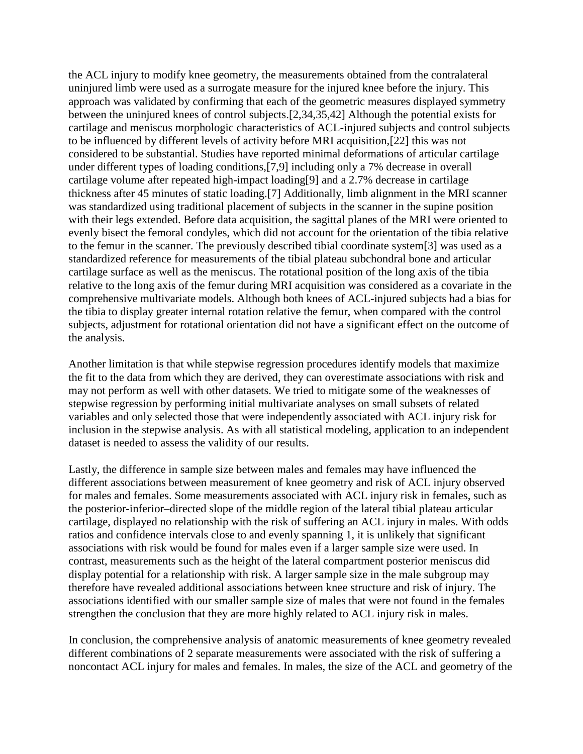the ACL injury to modify knee geometry, the measurements obtained from the contralateral uninjured limb were used as a surrogate measure for the injured knee before the injury. This approach was validated by confirming that each of the geometric measures displayed symmetry between the uninjured knees of control subjects.[2,34,35,42] Although the potential exists for cartilage and meniscus morphologic characteristics of ACL-injured subjects and control subjects to be influenced by different levels of activity before MRI acquisition,[22] this was not considered to be substantial. Studies have reported minimal deformations of articular cartilage under different types of loading conditions,[7,9] including only a 7% decrease in overall cartilage volume after repeated high-impact loading[9] and a 2.7% decrease in cartilage thickness after 45 minutes of static loading.[7] Additionally, limb alignment in the MRI scanner was standardized using traditional placement of subjects in the scanner in the supine position with their legs extended. Before data acquisition, the sagittal planes of the MRI were oriented to evenly bisect the femoral condyles, which did not account for the orientation of the tibia relative to the femur in the scanner. The previously described tibial coordinate system[3] was used as a standardized reference for measurements of the tibial plateau subchondral bone and articular cartilage surface as well as the meniscus. The rotational position of the long axis of the tibia relative to the long axis of the femur during MRI acquisition was considered as a covariate in the comprehensive multivariate models. Although both knees of ACL-injured subjects had a bias for the tibia to display greater internal rotation relative the femur, when compared with the control subjects, adjustment for rotational orientation did not have a significant effect on the outcome of the analysis.

Another limitation is that while stepwise regression procedures identify models that maximize the fit to the data from which they are derived, they can overestimate associations with risk and may not perform as well with other datasets. We tried to mitigate some of the weaknesses of stepwise regression by performing initial multivariate analyses on small subsets of related variables and only selected those that were independently associated with ACL injury risk for inclusion in the stepwise analysis. As with all statistical modeling, application to an independent dataset is needed to assess the validity of our results.

Lastly, the difference in sample size between males and females may have influenced the different associations between measurement of knee geometry and risk of ACL injury observed for males and females. Some measurements associated with ACL injury risk in females, such as the posterior-inferior–directed slope of the middle region of the lateral tibial plateau articular cartilage, displayed no relationship with the risk of suffering an ACL injury in males. With odds ratios and confidence intervals close to and evenly spanning 1, it is unlikely that significant associations with risk would be found for males even if a larger sample size were used. In contrast, measurements such as the height of the lateral compartment posterior meniscus did display potential for a relationship with risk. A larger sample size in the male subgroup may therefore have revealed additional associations between knee structure and risk of injury. The associations identified with our smaller sample size of males that were not found in the females strengthen the conclusion that they are more highly related to ACL injury risk in males.

In conclusion, the comprehensive analysis of anatomic measurements of knee geometry revealed different combinations of 2 separate measurements were associated with the risk of suffering a noncontact ACL injury for males and females. In males, the size of the ACL and geometry of the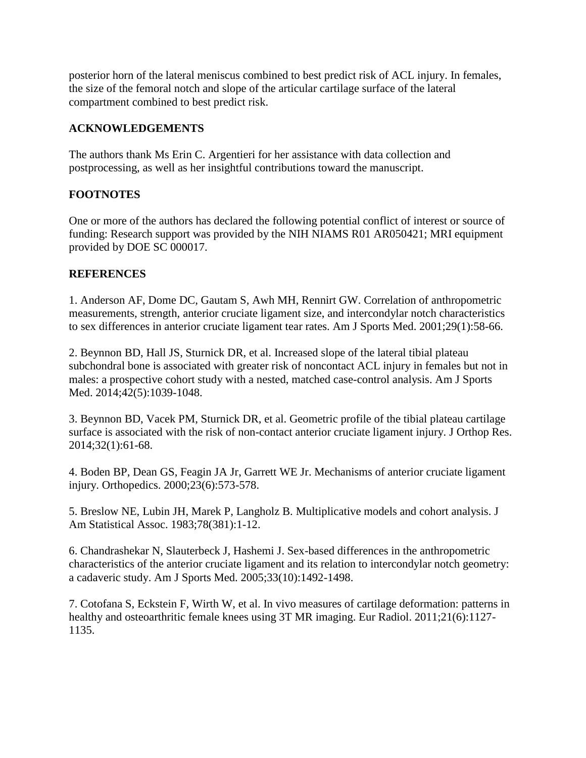posterior horn of the lateral meniscus combined to best predict risk of ACL injury. In females, the size of the femoral notch and slope of the articular cartilage surface of the lateral compartment combined to best predict risk.

## ACKNOWLEDGEMENTS

The authors thank Ms Erin C. Argentieri for her assistance with data collection and postprocessing, as well as her insightful contributions toward the manuscript.

## FOOTNOTES

One or more of the authors has declared the following potential conflict of interest or source of funding: Research support was provided by the NIH NIAMS R01 AR050421; MRI equipment provided by DOE SC 000017.

## REFERENCES

1. Anderson AF, Dome DC, Gautam S, Awh MH, Rennirt GW. Correlation of anthropometric measurements, strength, anterior cruciate ligament size, and intercondylar notch characteristics to sex differences in anterior cruciate ligament tear rates. Am J Sports Med. 2001;29(1):58-66.

2. Beynnon BD, Hall JS, Sturnick DR, et al. Increased slope of the lateral tibial plateau subchondral bone is associated with greater risk of noncontact ACL injury in females but not in males: a prospective cohort study with a nested, matched case-control analysis. Am J Sports Med. 2014;42(5):1039-1048.

3. Beynnon BD, Vacek PM, Sturnick DR, et al. Geometric profile of the tibial plateau cartilage surface is associated with the risk of non-contact anterior cruciate ligament injury. J Orthop Res. 2014;32(1):61-68.

4. Boden BP, Dean GS, Feagin JA Jr, Garrett WE Jr. Mechanisms of anterior cruciate ligament injury. Orthopedics. 2000;23(6):573-578.

5. Breslow NE, Lubin JH, Marek P, Langholz B. Multiplicative models and cohort analysis. J Am Statistical Assoc. 1983;78(381):1-12.

6. Chandrashekar N, Slauterbeck J, Hashemi J. Sex-based differences in the anthropometric characteristics of the anterior cruciate ligament and its relation to intercondylar notch geometry: a cadaveric study. Am J Sports Med. 2005;33(10):1492-1498.

7. Cotofana S, Eckstein F, Wirth W, et al. In vivo measures of cartilage deformation: patterns in healthy and osteoarthritic female knees using 3T MR imaging. Eur Radiol. 2011;21(6):1127-1135.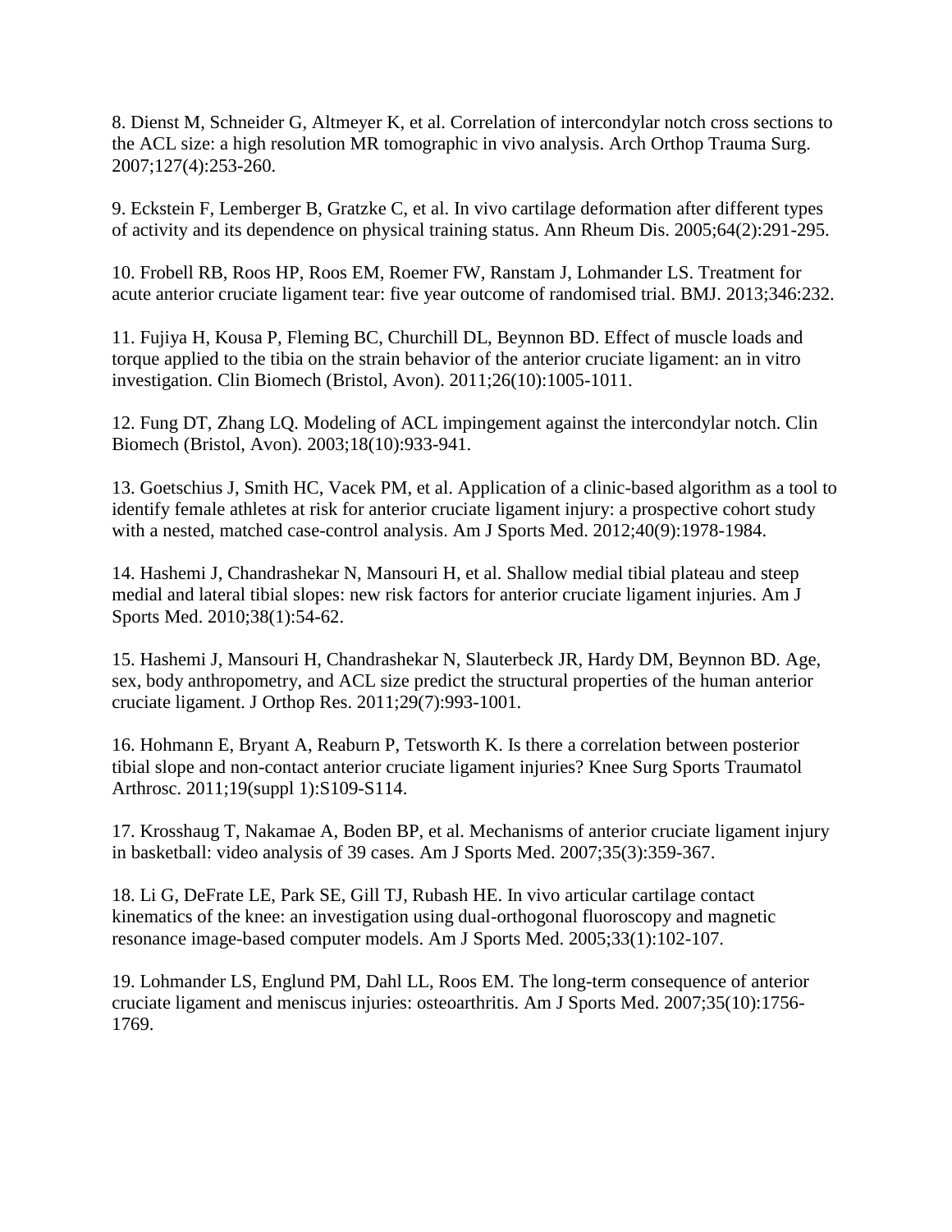8. Dienst M, Schneider G, Altmeyer K, et al. Correlation of intercondylar notch cross sections to the ACL size: a high resolution MR tomographic in vivo analysis. Arch Orthop Trauma Surg. 2007;127(4):253-260.

9. Eckstein F, Lemberger B, Gratzke C, et al. In vivo cartilage deformation after different types of activity and its dependence on physical training status. Ann Rheum Dis. 2005;64(2):291-295.

10. Frobell RB, Roos HP, Roos EM, Roemer FW, Ranstam J, Lohmander LS. Treatment for acute anterior cruciate ligament tear: five year outcome of randomised trial. BMJ. 2013;346:232.

11. Fujiya H, Kousa P, Fleming BC, Churchill DL, Beynnon BD. Effect of muscle loads and torque applied to the tibia on the strain behavior of the anterior cruciate ligament: an in vitro investigation. Clin Biomech (Bristol, Avon). 2011;26(10):1005-1011.

12. Fung DT, Zhang LQ. Modeling of ACL impingement against the intercondylar notch. Clin Biomech (Bristol, Avon). 2003;18(10):933-941.

13. Goetschius J, Smith HC, Vacek PM, et al. Application of a clinic-based algorithm as a tool to identify female athletes at risk for anterior cruciate ligament injury: a prospective cohort study with a nested, matched case-control analysis. Am J Sports Med. 2012;40(9):1978-1984.

14. Hashemi J, Chandrashekar N, Mansouri H, et al. Shallow medial tibial plateau and steep medial and lateral tibial slopes: new risk factors for anterior cruciate ligament injuries. Am J Sports Med. 2010;38(1):54-62.

15. Hashemi J, Mansouri H, Chandrashekar N, Slauterbeck JR, Hardy DM, Beynnon BD. Age, sex, body anthropometry, and ACL size predict the structural properties of the human anterior cruciate ligament. J Orthop Res. 2011;29(7):993-1001.

16. Hohmann E, Bryant A, Reaburn P, Tetsworth K. Is there a correlation between posterior tibial slope and non-contact anterior cruciate ligament injuries? Knee Surg Sports Traumatol Arthrosc. 2011;19(suppl 1):S109-S114.

17. Krosshaug T, Nakamae A, Boden BP, et al. Mechanisms of anterior cruciate ligament injury in basketball: video analysis of 39 cases. Am J Sports Med. 2007;35(3):359-367.

18. Li G, DeFrate LE, Park SE, Gill TJ, Rubash HE. In vivo articular cartilage contact kinematics of the knee: an investigation using dual-orthogonal fluoroscopy and magnetic resonance image-based computer models. Am J Sports Med. 2005;33(1):102-107.

19. Lohmander LS, Englund PM, Dahl LL, Roos EM. The long-term consequence of anterior cruciate ligament and meniscus injuries: osteoarthritis. Am J Sports Med. 2007;35(10):1756-1769.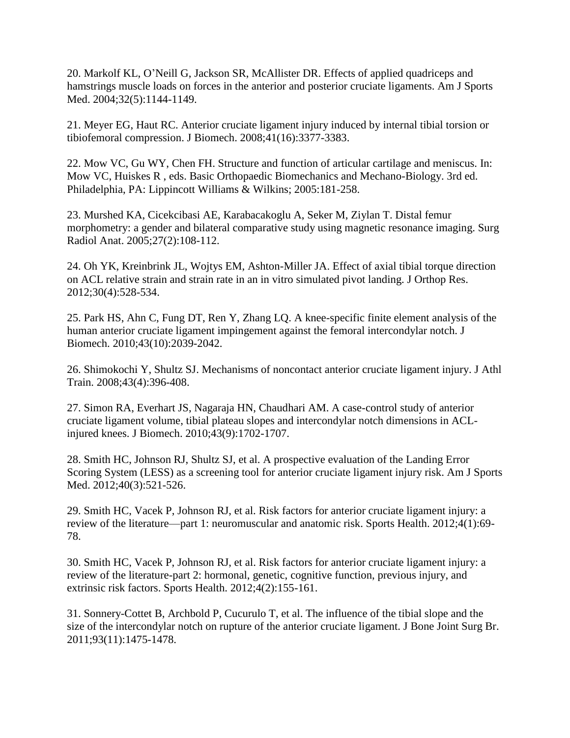20. Markolf KL, O'Neill G, Jackson SR, McAllister DR. Effects of applied quadriceps and hamstrings muscle loads on forces in the anterior and posterior cruciate ligaments. Am J Sports Med. 2004;32(5):1144-1149.

21. Meyer EG, Haut RC. Anterior cruciate ligament injury induced by internal tibial torsion or tibiofemoral compression. J Biomech. 2008;41(16):3377-3383.

22. Mow VC, Gu WY, Chen FH. Structure and function of articular cartilage and meniscus. In: Mow VC, Huiskes R , eds. Basic Orthopaedic Biomechanics and Mechano-Biology. 3rd ed. Philadelphia, PA: Lippincott Williams & Wilkins; 2005:181-258.

23. Murshed KA, Cicekcibasi AE, Karabacakoglu A, Seker M, Ziylan T. Distal femur morphometry: a gender and bilateral comparative study using magnetic resonance imaging. Surg Radiol Anat. 2005;27(2):108-112.

24. Oh YK, Kreinbrink JL, Wojtys EM, Ashton-Miller JA. Effect of axial tibial torque direction on ACL relative strain and strain rate in an in vitro simulated pivot landing. J Orthop Res. 2012;30(4):528-534.

25. Park HS, Ahn C, Fung DT, Ren Y, Zhang LQ. A knee-specific finite element analysis of the human anterior cruciate ligament impingement against the femoral intercondylar notch. J Biomech. 2010;43(10):2039-2042.

26. Shimokochi Y, Shultz SJ. Mechanisms of noncontact anterior cruciate ligament injury. J Athl Train. 2008;43(4):396-408.

27. Simon RA, Everhart JS, Nagaraja HN, Chaudhari AM. A case-control study of anterior cruciate ligament volume, tibial plateau slopes and intercondylar notch dimensions in ACL-injured knees. J Biomech. 2010;43(9):1702-1707.

28. Smith HC, Johnson RJ, Shultz SJ, et al. A prospective evaluation of the Landing Error Scoring System (LESS) as a screening tool for anterior cruciate ligament injury risk. Am J Sports Med. 2012;40(3):521-526.

29. Smith HC, Vacek P, Johnson RJ, et al. Risk factors for anterior cruciate ligament injury: a review of the literature—part 1: neuromuscular and anatomic risk. Sports Health. 2012;4(1):69-78.

30. Smith HC, Vacek P, Johnson RJ, et al. Risk factors for anterior cruciate ligament injury: a review of the literature-part 2: hormonal, genetic, cognitive function, previous injury, and extrinsic risk factors. Sports Health. 2012;4(2):155-161.

31. Sonnery-Cottet B, Archbold P, Cucurulo T, et al. The influence of the tibial slope and the size of the intercondylar notch on rupture of the anterior cruciate ligament. J Bone Joint Surg Br. 2011;93(11):1475-1478.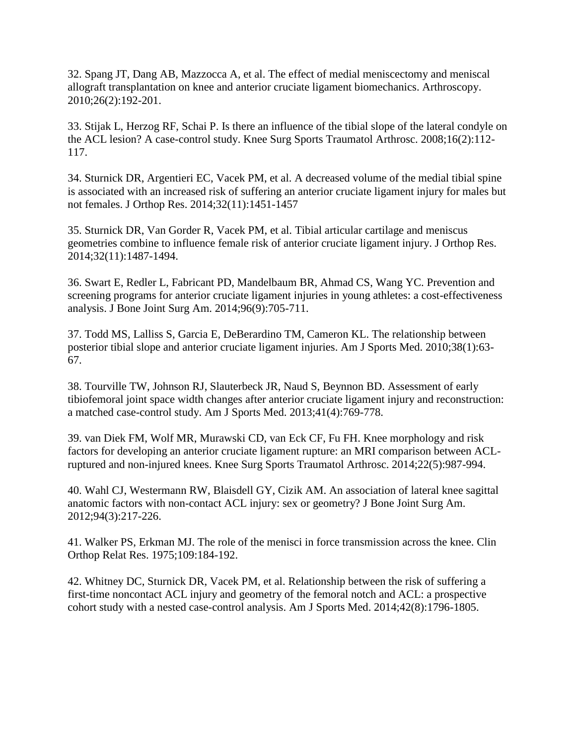32. Spang JT, Dang AB, Mazzocca A, et al. The effect of medial meniscectomy and meniscal allograft transplantation on knee and anterior cruciate ligament biomechanics. Arthroscopy. 2010;26(2):192-201.

33. Stijak L, Herzog RF, Schai P. Is there an influence of the tibial slope of the lateral condyle on the ACL lesion? A case-control study. Knee Surg Sports Traumatol Arthrosc. 2008;16(2):112-117.

34. Sturnick DR, Argentieri EC, Vacek PM, et al. A decreased volume of the medial tibial spine is associated with an increased risk of suffering an anterior cruciate ligament injury for males but not females. J Orthop Res. 2014;32(11):1451-1457

35. Sturnick DR, Van Gorder R, Vacek PM, et al. Tibial articular cartilage and meniscus geometries combine to influence female risk of anterior cruciate ligament injury. J Orthop Res. 2014;32(11):1487-1494.

36. Swart E, Redler L, Fabricant PD, Mandelbaum BR, Ahmad CS, Wang YC. Prevention and screening programs for anterior cruciate ligament injuries in young athletes: a cost-effectiveness analysis. J Bone Joint Surg Am. 2014;96(9):705-711.

37. Todd MS, Lalliss S, Garcia E, DeBerardino TM, Cameron KL. The relationship between posterior tibial slope and anterior cruciate ligament injuries. Am J Sports Med. 2010;38(1):63-67.

38. Tourville TW, Johnson RJ, Slauterbeck JR, Naud S, Beynnon BD. Assessment of early tibiofemoral joint space width changes after anterior cruciate ligament injury and reconstruction: a matched case-control study. Am J Sports Med. 2013;41(4):769-778.

39. van Diek FM, Wolf MR, Murawski CD, van Eck CF, Fu FH. Knee morphology and risk factors for developing an anterior cruciate ligament rupture: an MRI comparison between ACL-ruptured and non-injured knees. Knee Surg Sports Traumatol Arthrosc. 2014;22(5):987-994.

40. Wahl CJ, Westermann RW, Blaisdell GY, Cizik AM. An association of lateral knee sagittal anatomic factors with non-contact ACL injury: sex or geometry? J Bone Joint Surg Am. 2012;94(3):217-226.

41. Walker PS, Erkman MJ. The role of the menisci in force transmission across the knee. Clin Orthop Relat Res. 1975;109:184-192.

42. Whitney DC, Sturnick DR, Vacek PM, et al. Relationship between the risk of suffering a first-time noncontact ACL injury and geometry of the femoral notch and ACL: a prospective cohort study with a nested case-control analysis. Am J Sports Med. 2014;42(8):1796-1805.